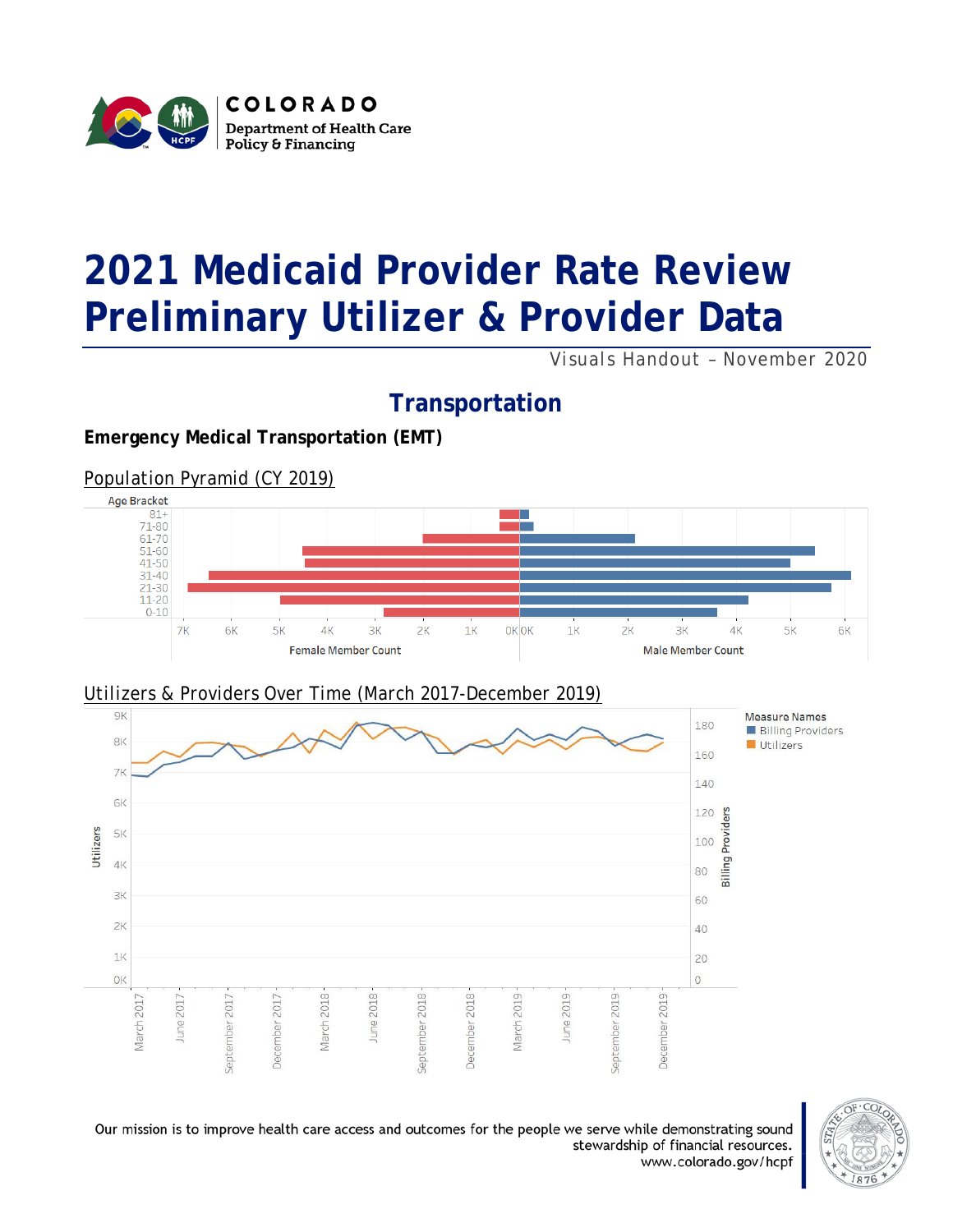COLORADO
Department of Health Care Policy & Financing

# 2021 Medicaid Provider Rate Review Preliminary Utilizer & Provider Data

Visuals Handout – November 2020

## Transportation

### Emergency Medical Transportation (EMT)

Population Pyramid (CY 2019)

Age Bracket: 81+, 71-80, 61-70, 51-60, 41-50, 31-40, 21-30, 11-20, 0-10

Female Member Count: 7K, 6K, 5K, 4K, 3K, 2K, 1K, 0K

Male Member Count: 0K, 1K, 2K, 3K, 4K, 5K, 6K

Utilizers & Providers Over Time (March 2017-December 2019)

Measure Names: Billing Providers, Utilizers

Utilizers: 0K, 1K, 2K, 3K, 4K, 5K, 6K, 7K, 8K, 9K

Billing Providers: 0, 20, 40, 60, 80, 100, 120, 140, 160, 180

March 2017, June 2017, September 2017, December 2017, March 2018, June 2018, September 2018, December 2018, March 2019, June 2019, September 2019, December 2019

Our mission is to improve health care access and outcomes for the people we serve while demonstrating sound stewardship of financial resources.
www.colorado.gov/hcpf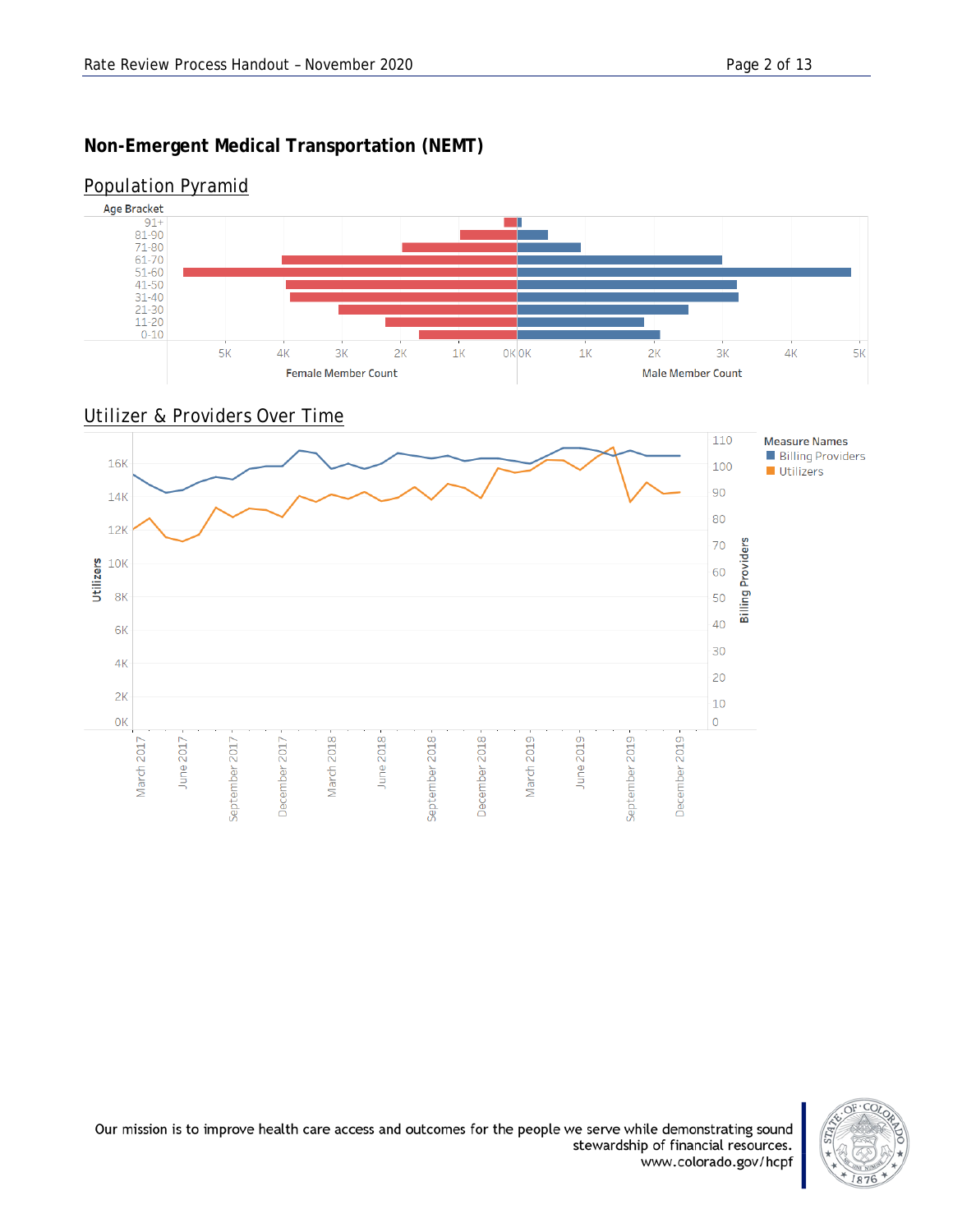## Non-Emergent Medical Transportation (NEMT)

### Population Pyramid

### Utilizer & Providers Over Time

Our mission is to improve health care access and outcomes for the people we serve while demonstrating sound stewardship of financial resources.
www.colorado.gov/hcpf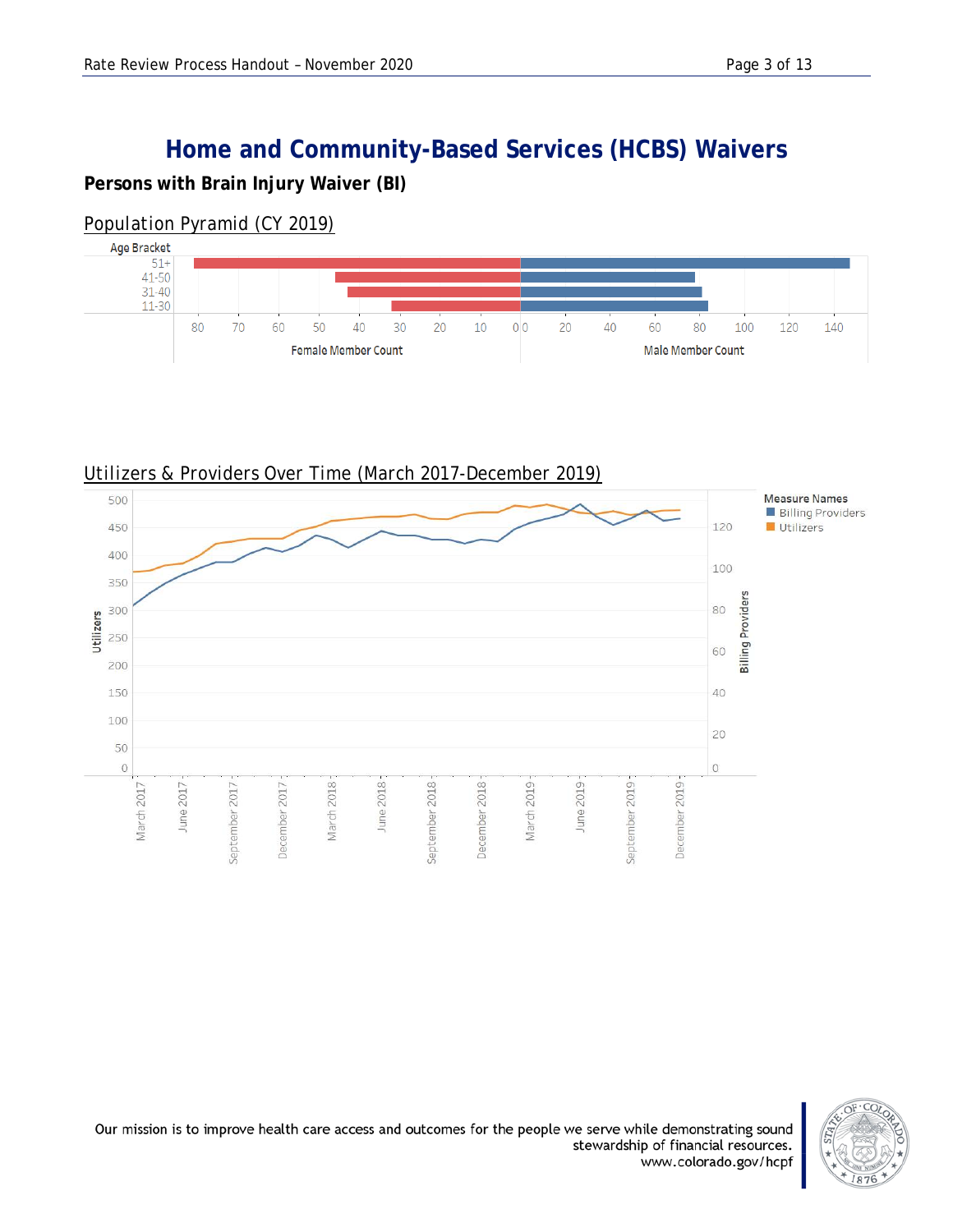# Home and Community-Based Services (HCBS) Waivers

**Persons with Brain Injury Waiver (BI)**

Population Pyramid (CY 2019)

Utilizers & Providers Over Time (March 2017-December 2019)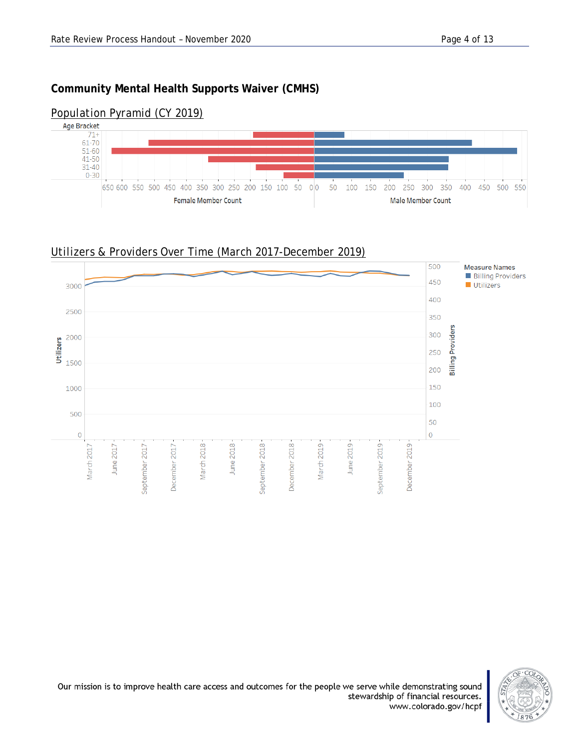## Community Mental Health Supports Waiver (CMHS)

### Population Pyramid (CY 2019)

Age Bracket: 71+, 61-70, 51-60, 41-50, 31-40, 0-30

Female Member Count | Male Member Count

### Utilizers & Providers Over Time (March 2017-December 2019)

Measure Names: Billing Providers, Utilizers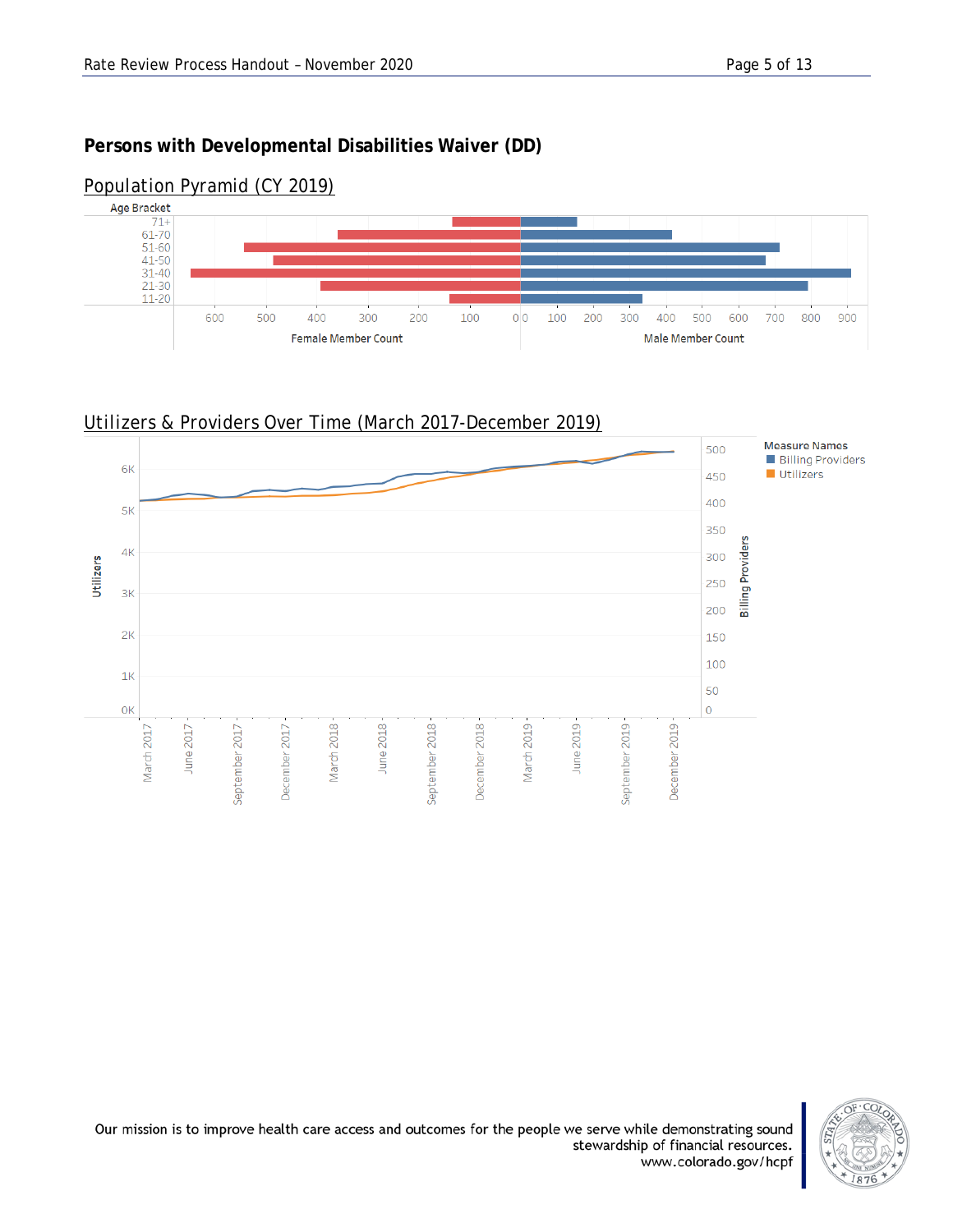## Persons with Developmental Disabilities Waiver (DD)

### Population Pyramid (CY 2019)

### Utilizers & Providers Over Time (March 2017-December 2019)

Our mission is to improve health care access and outcomes for the people we serve while demonstrating sound stewardship of financial resources.
www.colorado.gov/hcpf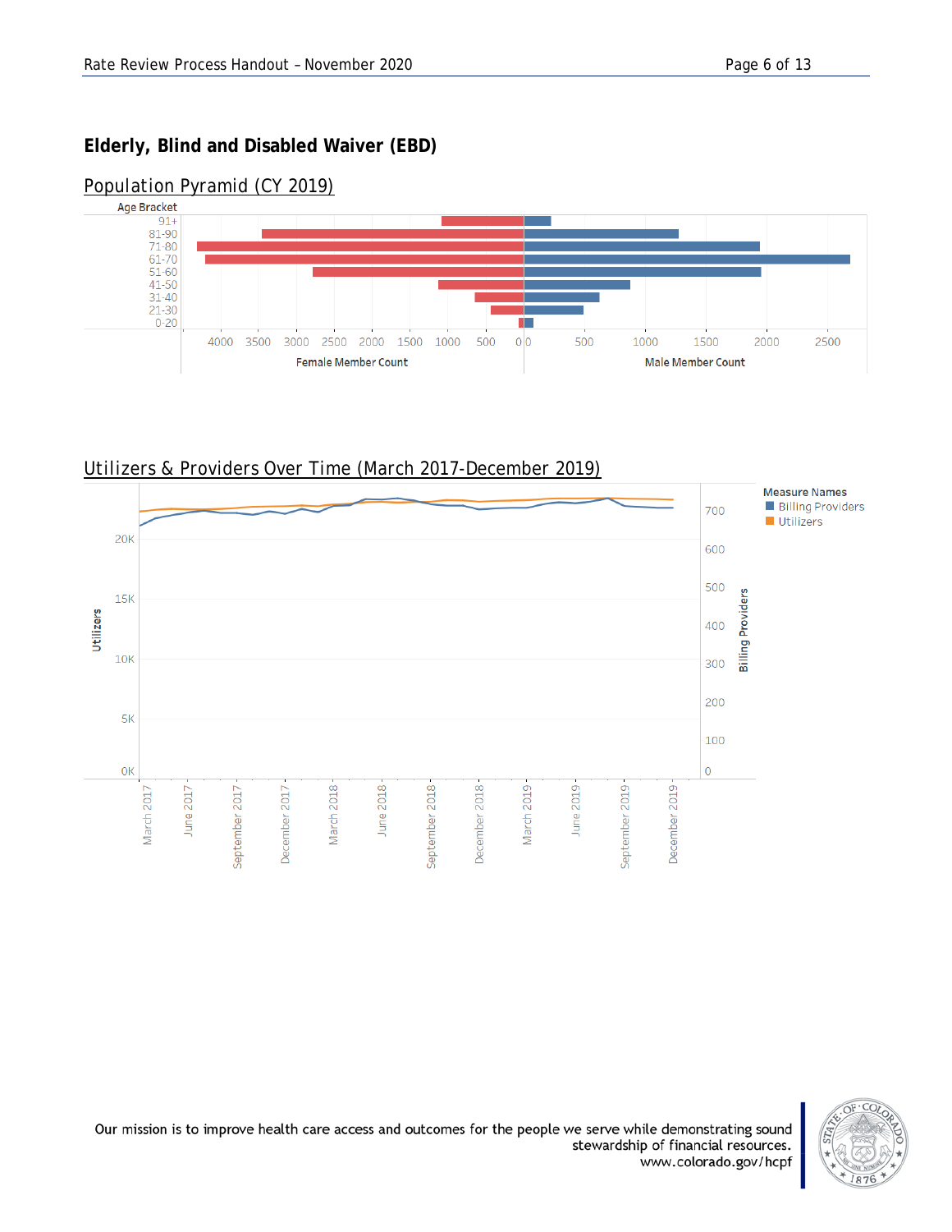## Elderly, Blind and Disabled Waiver (EBD)

Population Pyramid (CY 2019)

Utilizers & Providers Over Time (March 2017-December 2019)

Our mission is to improve health care access and outcomes for the people we serve while demonstrating sound stewardship of financial resources.
www.colorado.gov/hcpf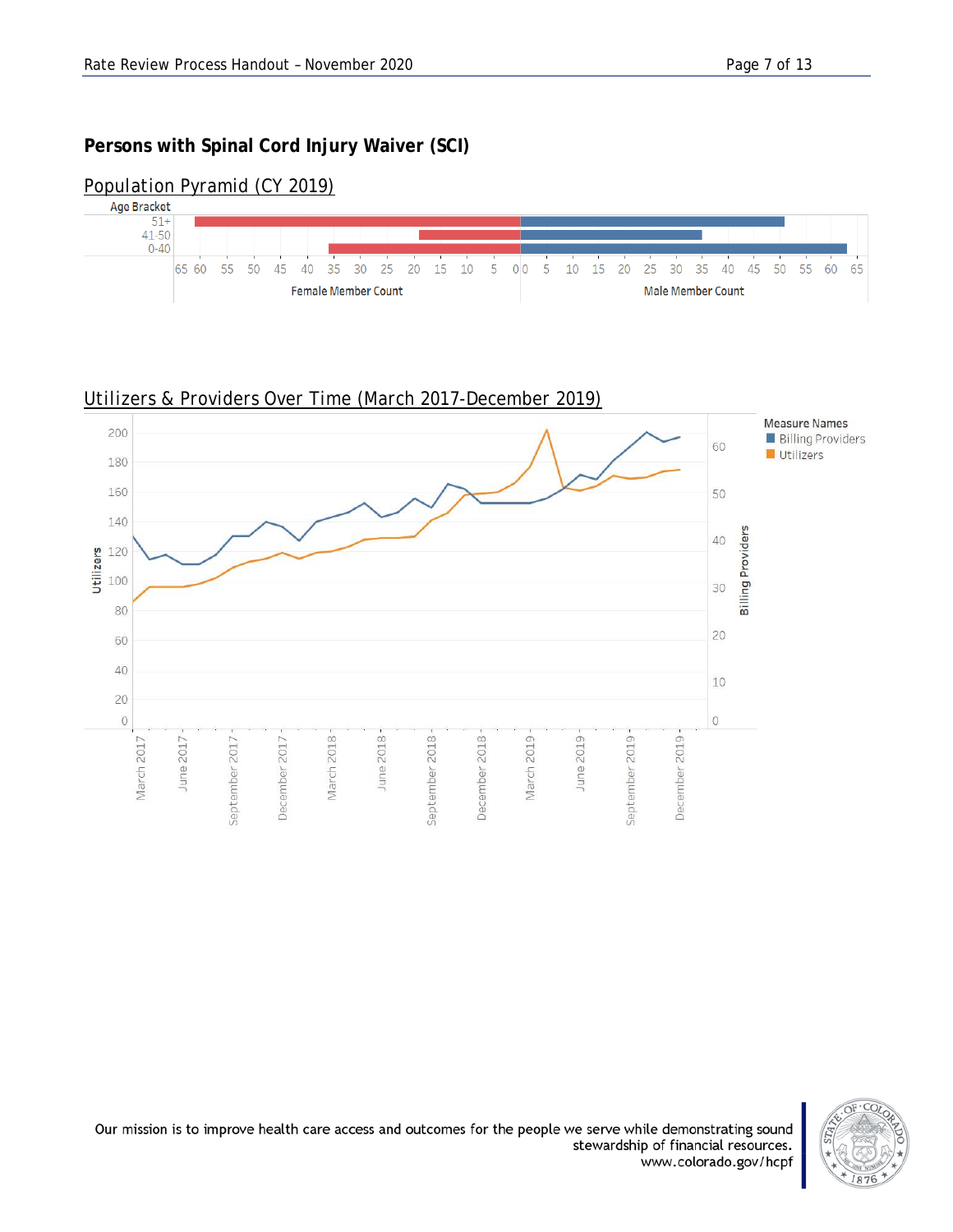## Persons with Spinal Cord Injury Waiver (SCI)

Population Pyramid (CY 2019)

Utilizers & Providers Over Time (March 2017-December 2019)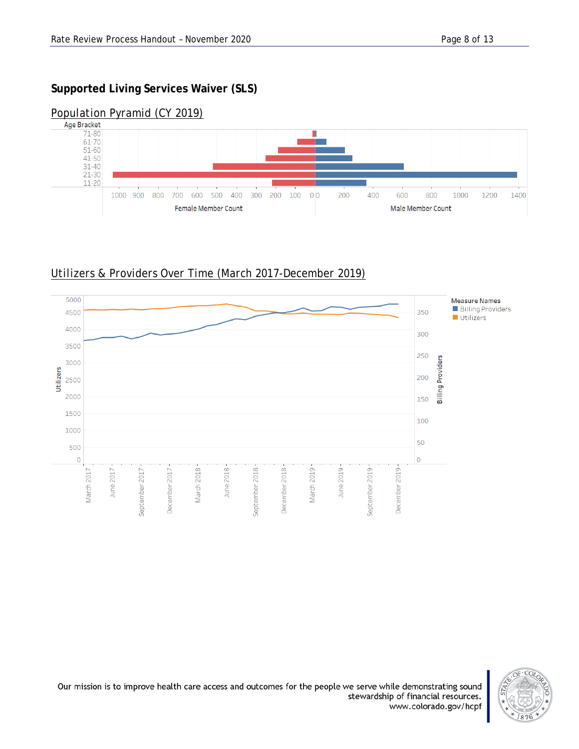## Supported Living Services Waiver (SLS)

Population Pyramid (CY 2019)

Age Bracket
71-80
61-70
51-60
41-50
31-40
21-30
11-20

1000 900 800 700 600 500 400 300 200 100 0 0 200 400 600 800 1000 1200 1400

Female Member Count

Male Member Count

Utilizers & Providers Over Time (March 2017-December 2019)

Measure Names
Billing Providers
Utilizers

Utilizers: 0, 500, 1000, 1500, 2000, 2500, 3000, 3500, 4000, 4500, 5000

Billing Providers: 0, 50, 100, 150, 200, 250, 300, 350

March 2017, June 2017, September 2017, December 2017, March 2018, June 2018, September 2018, December 2018, March 2019, June 2019, September 2019, December 2019

Our mission is to improve health care access and outcomes for the people we serve while demonstrating sound stewardship of financial resources.
www.colorado.gov/hcpf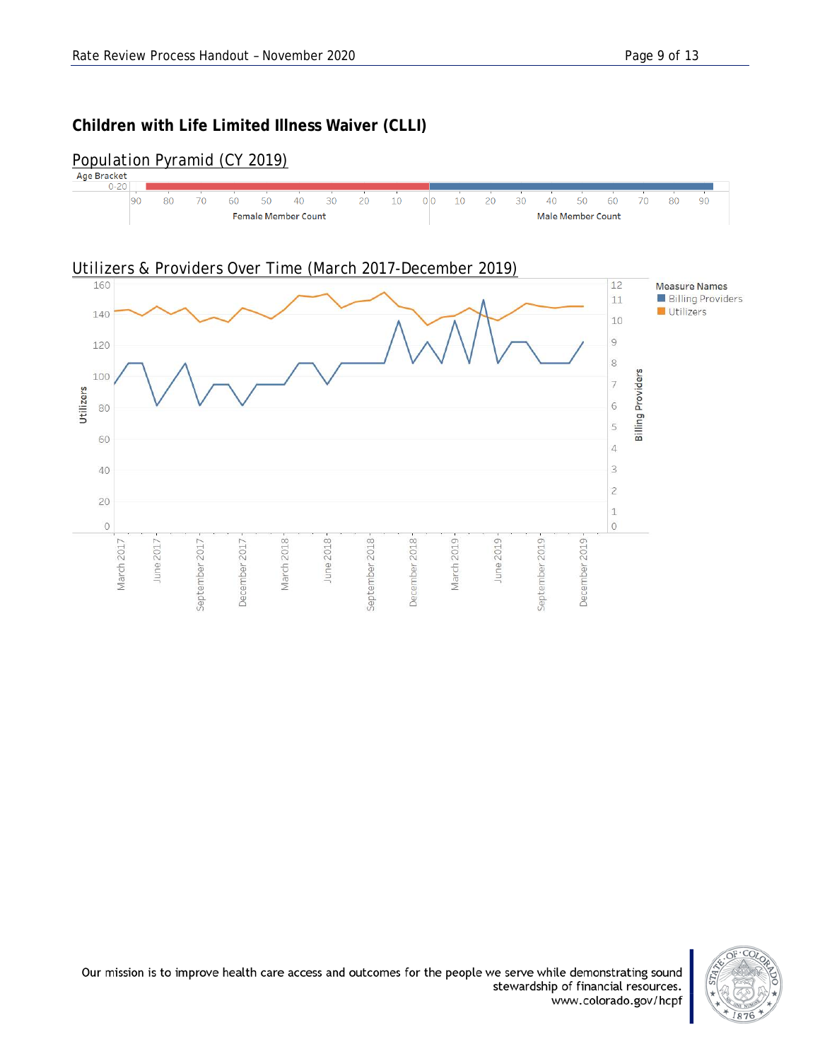## Children with Life Limited Illness Waiver (CLLI)

### Population Pyramid (CY 2019)

Age Bracket

0-20

90 80 70 60 50 40 30 20 10 0 | 0 10 20 30 40 50 60 70 80 90

Female Member Count | Male Member Count

### Utilizers & Providers Over Time (March 2017-December 2019)

Measure Names
- Billing Providers
- Utilizers

Utilizers: 0, 20, 40, 60, 80, 100, 120, 140, 160

Billing Providers: 0, 1, 2, 3, 4, 5, 6, 7, 8, 9, 10, 11, 12

March 2017, June 2017, September 2017, December 2017, March 2018, June 2018, September 2018, December 2018, March 2019, June 2019, September 2019, December 2019

Our mission is to improve health care access and outcomes for the people we serve while demonstrating sound stewardship of financial resources.
www.colorado.gov/hcpf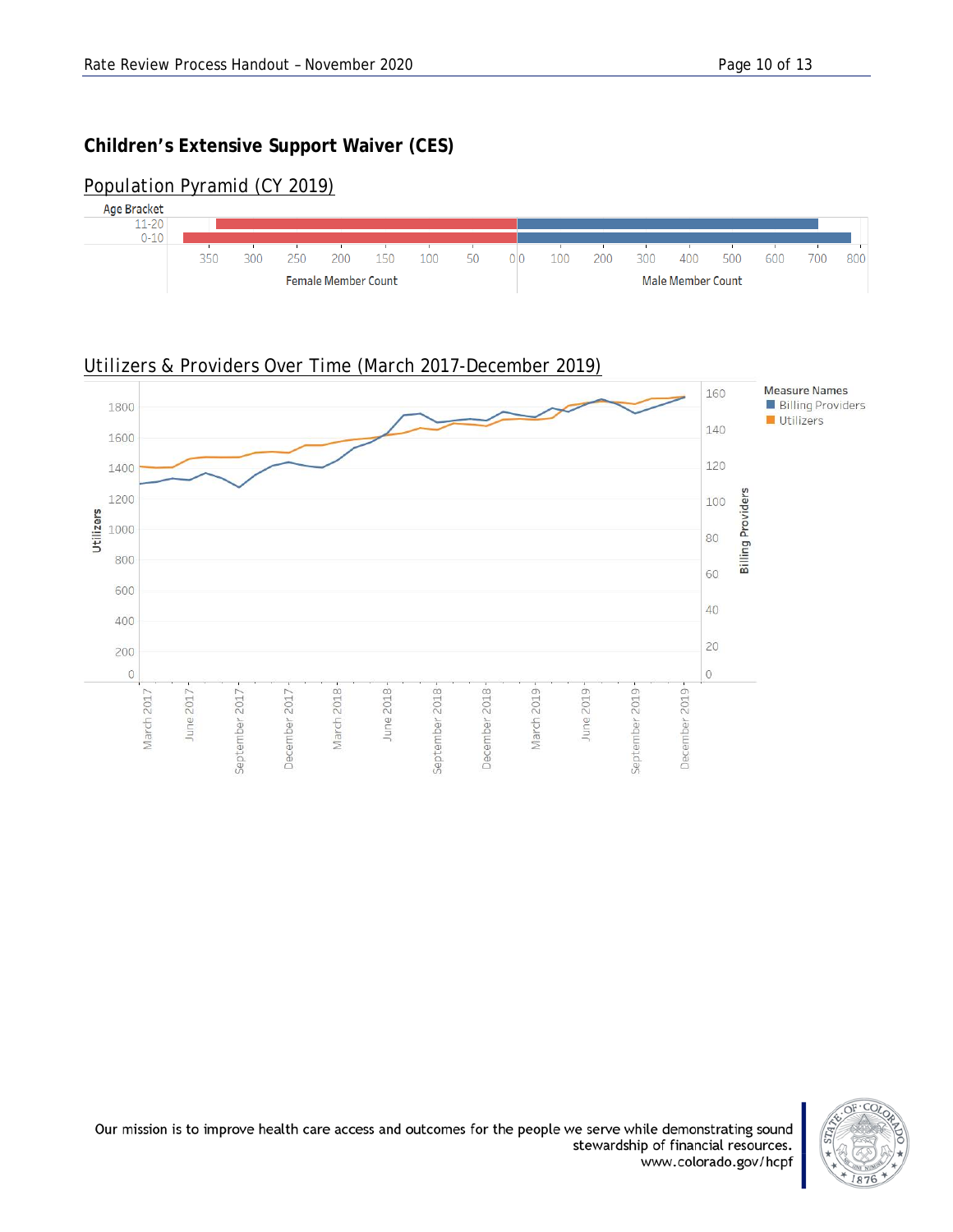## Children's Extensive Support Waiver (CES)

Population Pyramid (CY 2019)

Utilizers & Providers Over Time (March 2017-December 2019)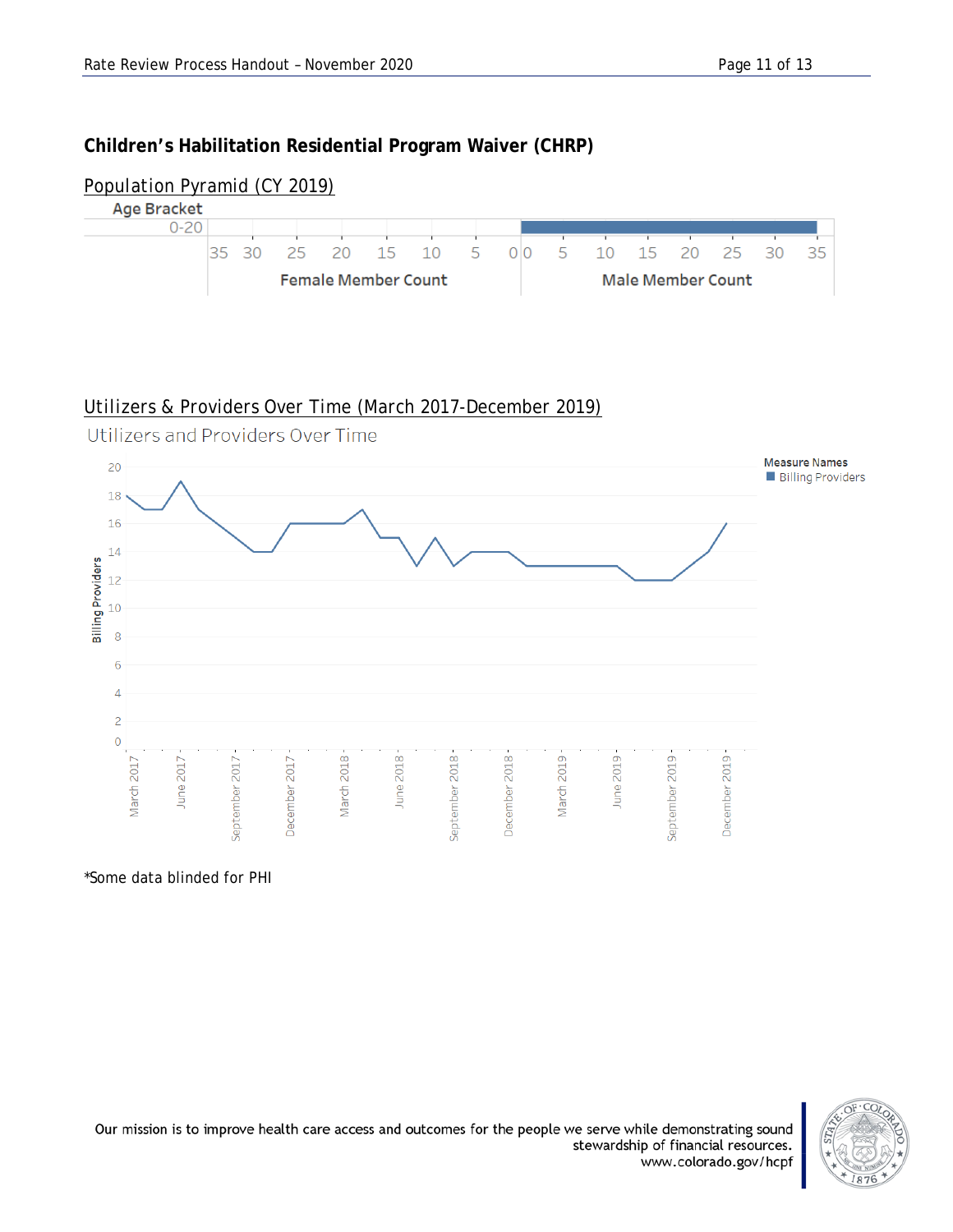## Children's Habilitation Residential Program Waiver (CHRP)

### Population Pyramid (CY 2019)

### Utilizers & Providers Over Time (March 2017-December 2019)

*Some data blinded for PHI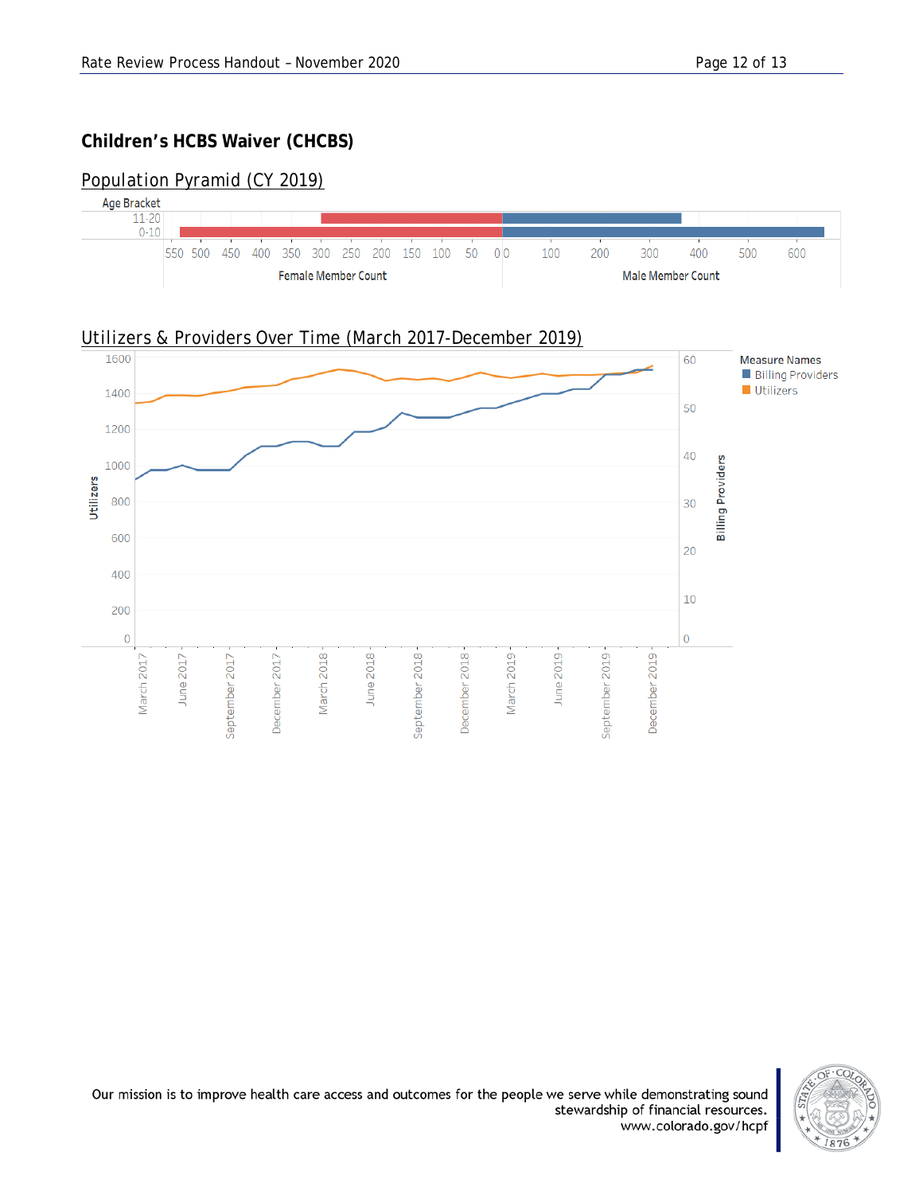## Children's HCBS Waiver (CHCBS)

### Population Pyramid (CY 2019)

Age Bracket

11-20

0-10

550 500 450 400 350 300 250 200 150 100 50 0 0 100 200 300 400 500 600

Female Member Count Male Member Count

### Utilizers & Providers Over Time (March 2017-December 2019)

Measure Names
- Billing Providers
- Utilizers

Utilizers: 0, 200, 400, 600, 800, 1000, 1200, 1400, 1600

Billing Providers: 0, 10, 20, 30, 40, 50, 60

March 2017, June 2017, September 2017, December 2017, March 2018, June 2018, September 2018, December 2018, March 2019, June 2019, September 2019, December 2019

Our mission is to improve health care access and outcomes for the people we serve while demonstrating sound stewardship of financial resources.
www.colorado.gov/hcpf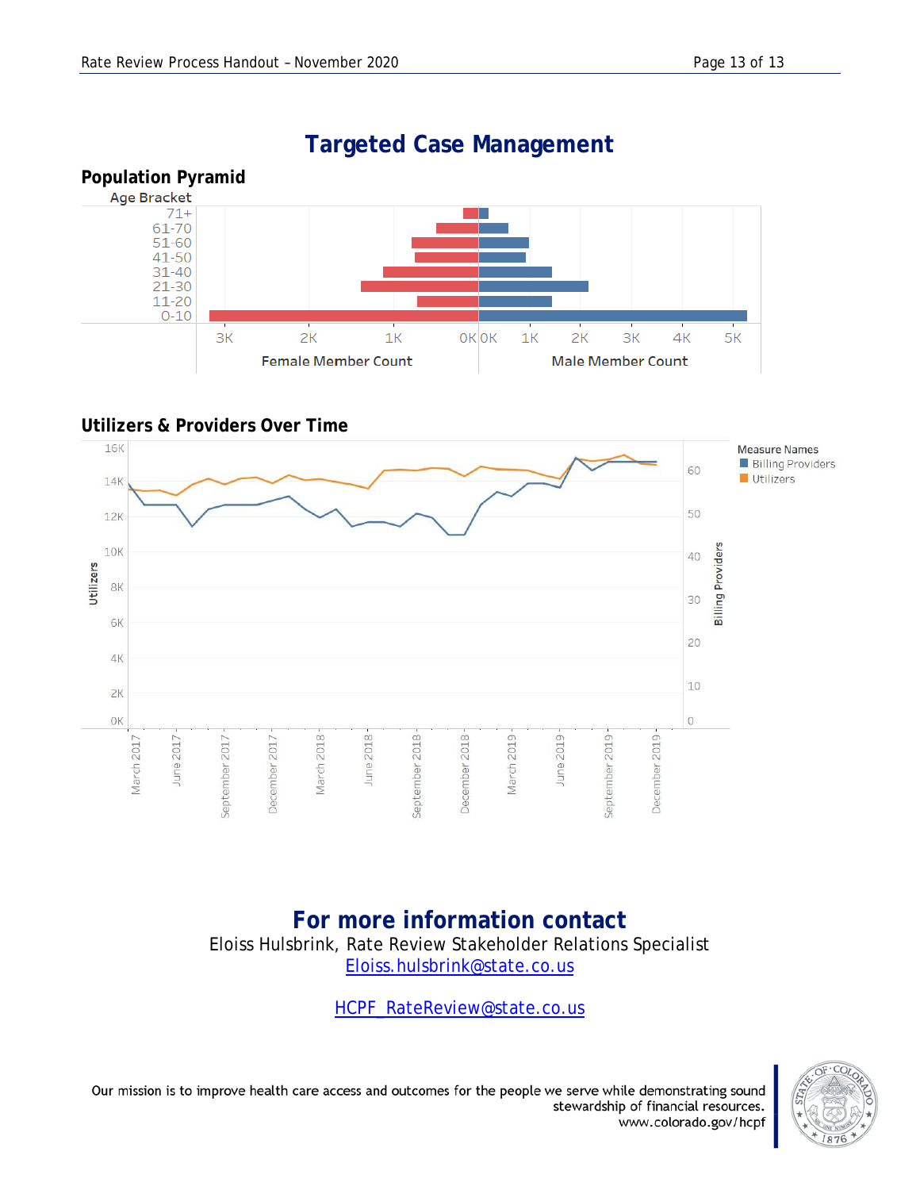# Targeted Case Management

## Population Pyramid

Age Bracket

71+
61-70
51-60
41-50
31-40
21-30
11-20
0-10

3K 2K 1K 0K 0K 1K 2K 3K 4K 5K

Female Member Count

Male Member Count

## Utilizers & Providers Over Time

Utilizers

16K 14K 12K 10K 8K 6K 4K 2K 0K

Billing Providers

60 50 40 30 20 10 0

Measure Names
Billing Providers
Utilizers

March 2017
June 2017
September 2017
December 2017
March 2018
June 2018
September 2018
December 2018
March 2019
June 2019
September 2019
December 2019

# For more information contact

Eloiss Hulsbrink, Rate Review Stakeholder Relations Specialist
Eloiss.hulsbrink@state.co.us

HCPF_RateReview@state.co.us

Our mission is to improve health care access and outcomes for the people we serve while demonstrating sound stewardship of financial resources.
www.colorado.gov/hcpf